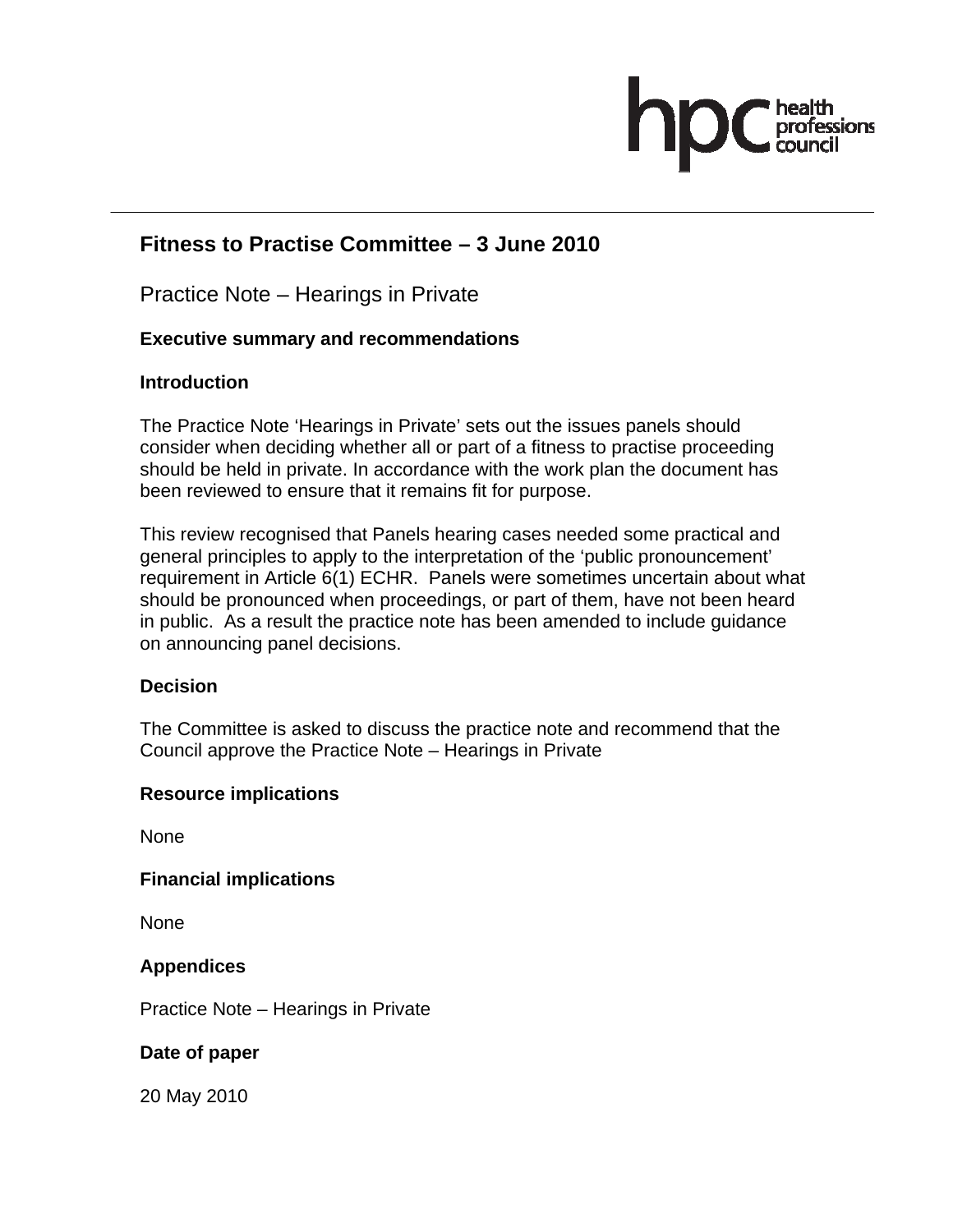## Fitness to Practise Committee – 3 June 2010

Practice Note – Hearings in Private

### Executive summary and recommendations

### Introduction

The Practice Note 'Hearings in Private' sets out the issues panels should consider when deciding whether all or part of a fitness to practise proceeding should be held in private. In accordance with the work plan the document has been reviewed to ensure that it remains fit for purpose.

This review recognised that Panels hearing cases needed some practical and general principles to apply to the interpretation of the 'public pronouncement' requirement in Article 6(1) ECHR. Panels were sometimes uncertain about what should be pronounced when proceedings, or part of them, have not been heard in public. As a result the practice note has been amended to include guidance on announcing panel decisions.

### Decision

The Committee is asked to discuss the practice note and recommend that the Council approve the Practice Note – Hearings in Private

### Resource implications

None

### Financial implications

None

### Appendices

Practice Note – Hearings in Private

### Date of paper

20 May 2010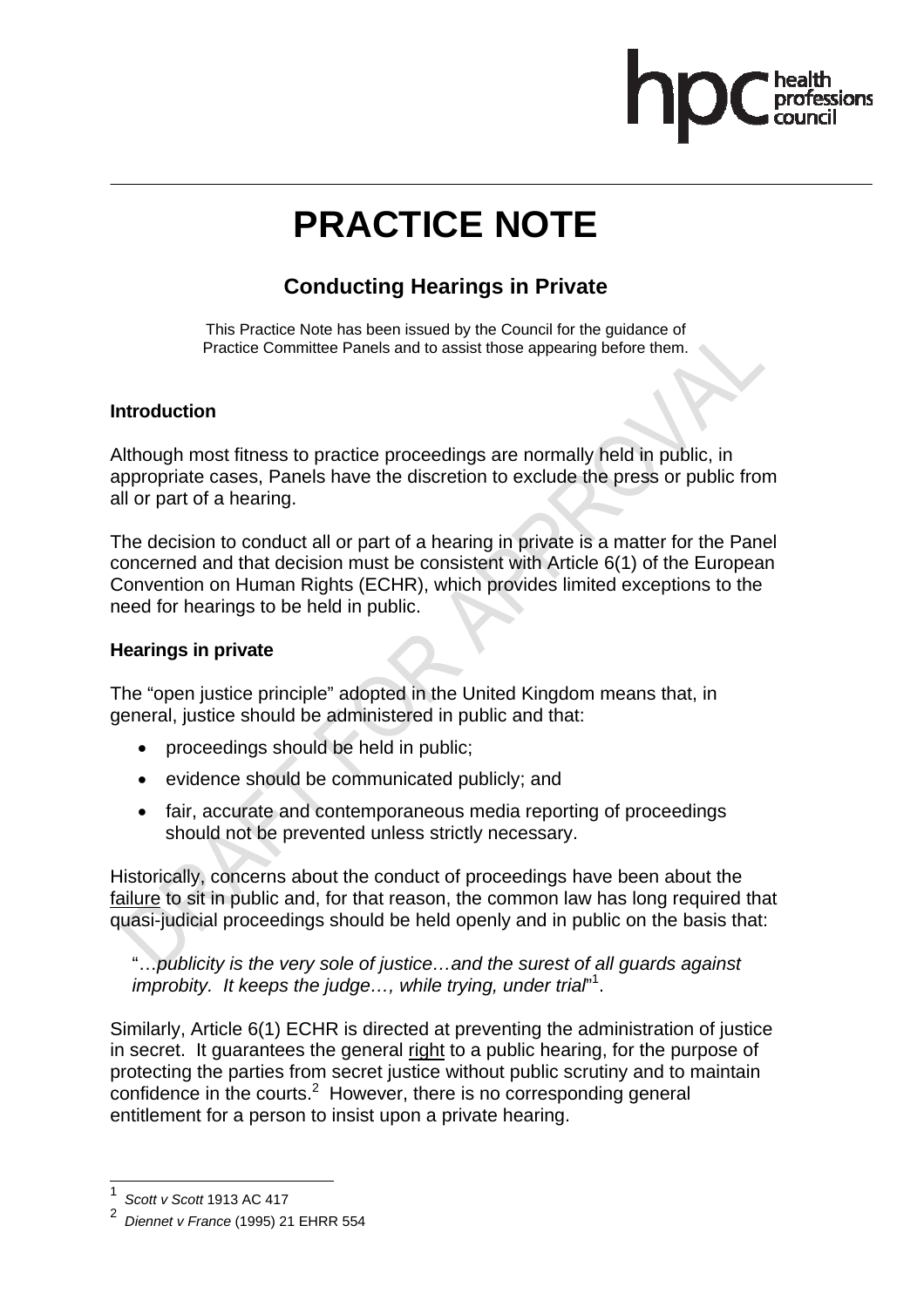# PRACTICE NOTE

## Conducting Hearings in Private

This Practice Note has been issued by the Council for the guidance of Practice Committee Panels and to assist those appearing before them.

### Introduction

Although most fitness to practice proceedings are normally held in public, in appropriate cases, Panels have the discretion to exclude the press or public from all or part of a hearing.

The decision to conduct all or part of a hearing in private is a matter for the Panel concerned and that decision must be consistent with Article 6(1) of the European Convention on Human Rights (ECHR), which provides limited exceptions to the need for hearings to be held in public.

### Hearings in private

The "open justice principle" adopted in the United Kingdom means that, in general, justice should be administered in public and that:

- proceedings should be held in public;
- evidence should be communicated publicly; and
- fair, accurate and contemporaneous media reporting of proceedings should not be prevented unless strictly necessary.

Historically, concerns about the conduct of proceedings have been about the failure to sit in public and, for that reason, the common law has long required that quasi-judicial proceedings should be held openly and in public on the basis that:

> "…*publicity is the very sole of justice…and the surest of all guards against improbity. It keeps the judge…, while trying, under trial*"[1].

Similarly, Article 6(1) ECHR is directed at preventing the administration of justice in secret. It guarantees the general right to a public hearing, for the purpose of protecting the parties from secret justice without public scrutiny and to maintain confidence in the courts.[2] However, there is no corresponding general entitlement for a person to insist upon a private hearing.

---

[1] *Scott v Scott* 1913 AC 417

[2] *Diennet v France* (1995) 21 EHRR 554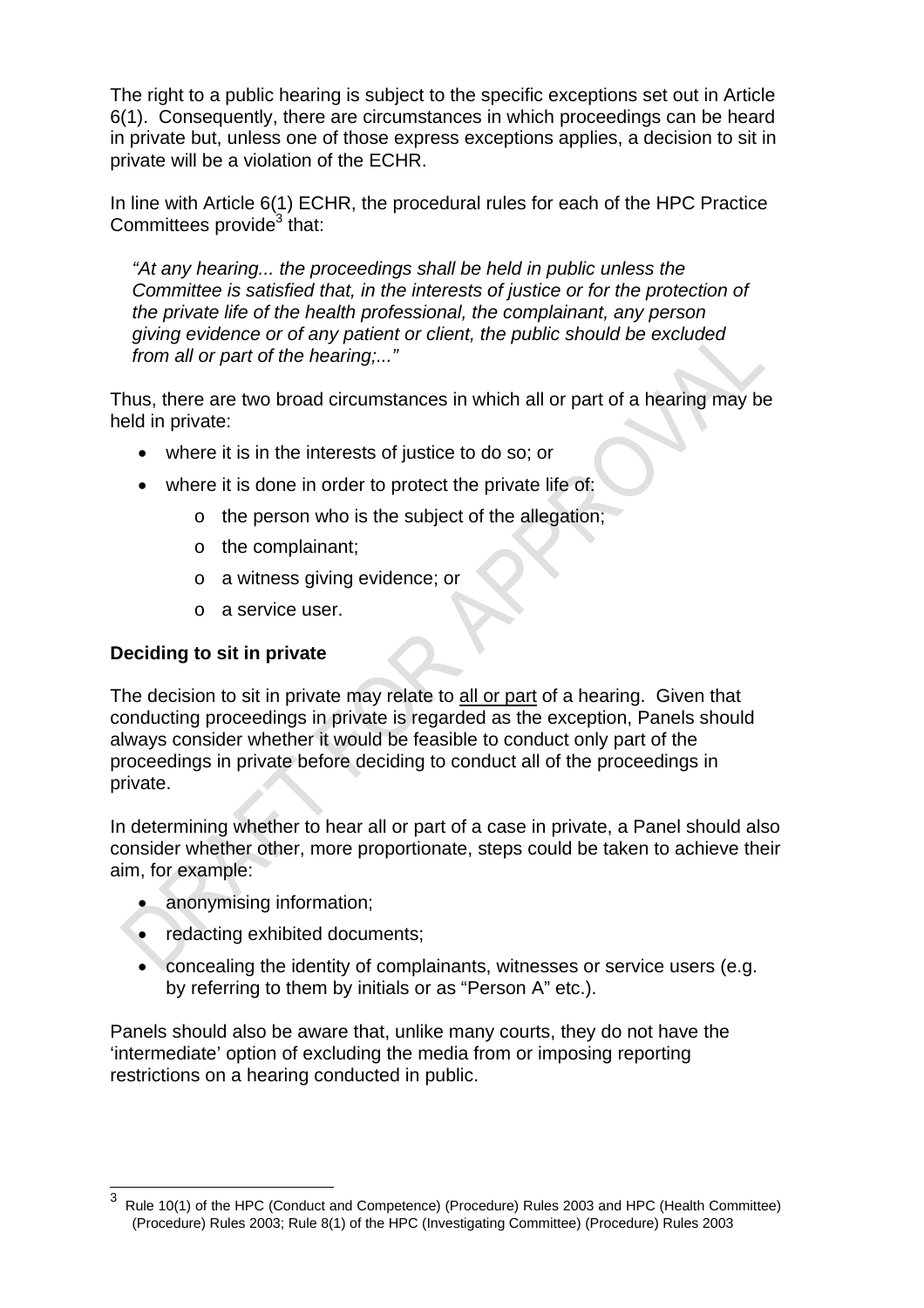The right to a public hearing is subject to the specific exceptions set out in Article 6(1). Consequently, there are circumstances in which proceedings can be heard in private but, unless one of those express exceptions applies, a decision to sit in private will be a violation of the ECHR.

In line with Article 6(1) ECHR, the procedural rules for each of the HPC Practice Committees provide[3] that:

> *"At any hearing... the proceedings shall be held in public unless the Committee is satisfied that, in the interests of justice or for the protection of the private life of the health professional, the complainant, any person giving evidence or of any patient or client, the public should be excluded from all or part of the hearing;..."*

Thus, there are two broad circumstances in which all or part of a hearing may be held in private:

- where it is in the interests of justice to do so; or
- where it is done in order to protect the private life of:
  - the person who is the subject of the allegation;
  - the complainant;
  - a witness giving evidence; or
  - a service user.

**Deciding to sit in private**

The decision to sit in private may relate to <u>all or part</u> of a hearing. Given that conducting proceedings in private is regarded as the exception, Panels should always consider whether it would be feasible to conduct only part of the proceedings in private before deciding to conduct all of the proceedings in private.

In determining whether to hear all or part of a case in private, a Panel should also consider whether other, more proportionate, steps could be taken to achieve their aim, for example:

- anonymising information;
- redacting exhibited documents;
- concealing the identity of complainants, witnesses or service users (e.g. by referring to them by initials or as "Person A" etc.).

Panels should also be aware that, unlike many courts, they do not have the 'intermediate' option of excluding the media from or imposing reporting restrictions on a hearing conducted in public.

---

[3] Rule 10(1) of the HPC (Conduct and Competence) (Procedure) Rules 2003 and HPC (Health Committee) (Procedure) Rules 2003; Rule 8(1) of the HPC (Investigating Committee) (Procedure) Rules 2003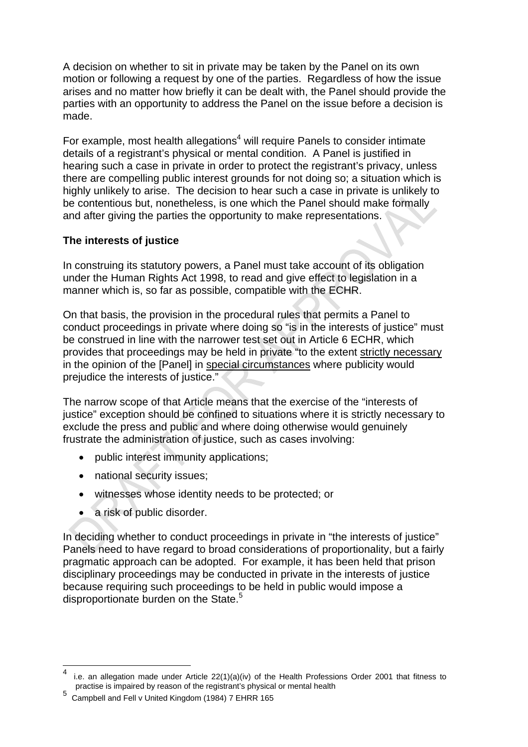A decision on whether to sit in private may be taken by the Panel on its own motion or following a request by one of the parties. Regardless of how the issue arises and no matter how briefly it can be dealt with, the Panel should provide the parties with an opportunity to address the Panel on the issue before a decision is made.

For example, most health allegations[4] will require Panels to consider intimate details of a registrant's physical or mental condition. A Panel is justified in hearing such a case in private in order to protect the registrant's privacy, unless there are compelling public interest grounds for not doing so; a situation which is highly unlikely to arise. The decision to hear such a case in private is unlikely to be contentious but, nonetheless, is one which the Panel should make formally and after giving the parties the opportunity to make representations.

**The interests of justice**

In construing its statutory powers, a Panel must take account of its obligation under the Human Rights Act 1998, to read and give effect to legislation in a manner which is, so far as possible, compatible with the ECHR.

On that basis, the provision in the procedural rules that permits a Panel to conduct proceedings in private where doing so "is in the interests of justice" must be construed in line with the narrower test set out in Article 6 ECHR, which provides that proceedings may be held in private "to the extent strictly necessary in the opinion of the [Panel] in special circumstances where publicity would prejudice the interests of justice."

The narrow scope of that Article means that the exercise of the "interests of justice" exception should be confined to situations where it is strictly necessary to exclude the press and public and where doing otherwise would genuinely frustrate the administration of justice, such as cases involving:

- public interest immunity applications;
- national security issues;
- witnesses whose identity needs to be protected; or
- a risk of public disorder.

In deciding whether to conduct proceedings in private in "the interests of justice" Panels need to have regard to broad considerations of proportionality, but a fairly pragmatic approach can be adopted. For example, it has been held that prison disciplinary proceedings may be conducted in private in the interests of justice because requiring such proceedings to be held in public would impose a disproportionate burden on the State.[5]

---

[4] i.e. an allegation made under Article 22(1)(a)(iv) of the Health Professions Order 2001 that fitness to practise is impaired by reason of the registrant's physical or mental health

[5] Campbell and Fell v United Kingdom (1984) 7 EHRR 165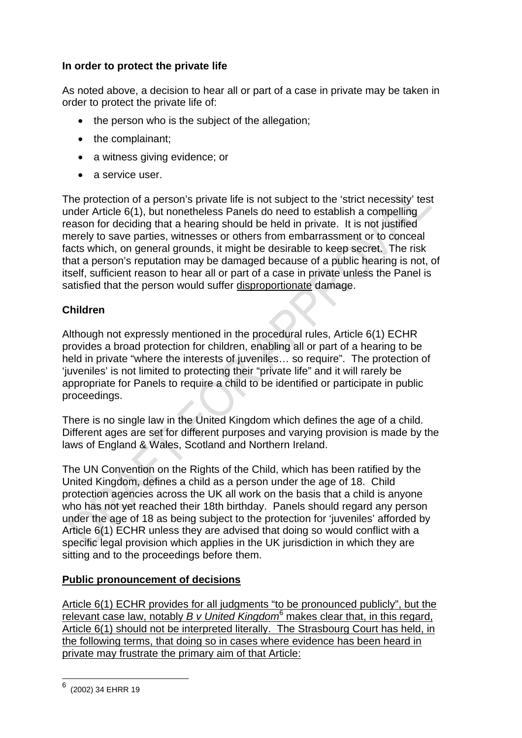**In order to protect the private life**

As noted above, a decision to hear all or part of a case in private may be taken in order to protect the private life of:

- the person who is the subject of the allegation;
- the complainant;
- a witness giving evidence; or
- a service user.

The protection of a person's private life is not subject to the 'strict necessity' test under Article 6(1), but nonetheless Panels do need to establish a compelling reason for deciding that a hearing should be held in private. It is not justified merely to save parties, witnesses or others from embarrassment or to conceal facts which, on general grounds, it might be desirable to keep secret. The risk that a person's reputation may be damaged because of a public hearing is not, of itself, sufficient reason to hear all or part of a case in private unless the Panel is satisfied that the person would suffer <u>disproportionate</u> damage.

**Children**

Although not expressly mentioned in the procedural rules, Article 6(1) ECHR provides a broad protection for children, enabling all or part of a hearing to be held in private "where the interests of juveniles… so require". The protection of 'juveniles' is not limited to protecting their "private life" and it will rarely be appropriate for Panels to require a child to be identified or participate in public proceedings.

There is no single law in the United Kingdom which defines the age of a child. Different ages are set for different purposes and varying provision is made by the laws of England & Wales, Scotland and Northern Ireland.

The UN Convention on the Rights of the Child, which has been ratified by the United Kingdom, defines a child as a person under the age of 18. Child protection agencies across the UK all work on the basis that a child is anyone who has not yet reached their 18th birthday. Panels should regard any person under the age of 18 as being subject to the protection for 'juveniles' afforded by Article 6(1) ECHR unless they are advised that doing so would conflict with a specific legal provision which applies in the UK jurisdiction in which they are sitting and to the proceedings before them.

**<u>Public pronouncement of decisions</u>**

<u>Article 6(1) ECHR provides for all judgments "to be pronounced publicly", but the relevant case law, notably *B v United Kingdom*[6] makes clear that, in this regard, Article 6(1) should not be interpreted literally. The Strasbourg Court has held, in the following terms, that doing so in cases where evidence has been heard in private may frustrate the primary aim of that Article:</u>

[6] (2002) 34 EHRR 19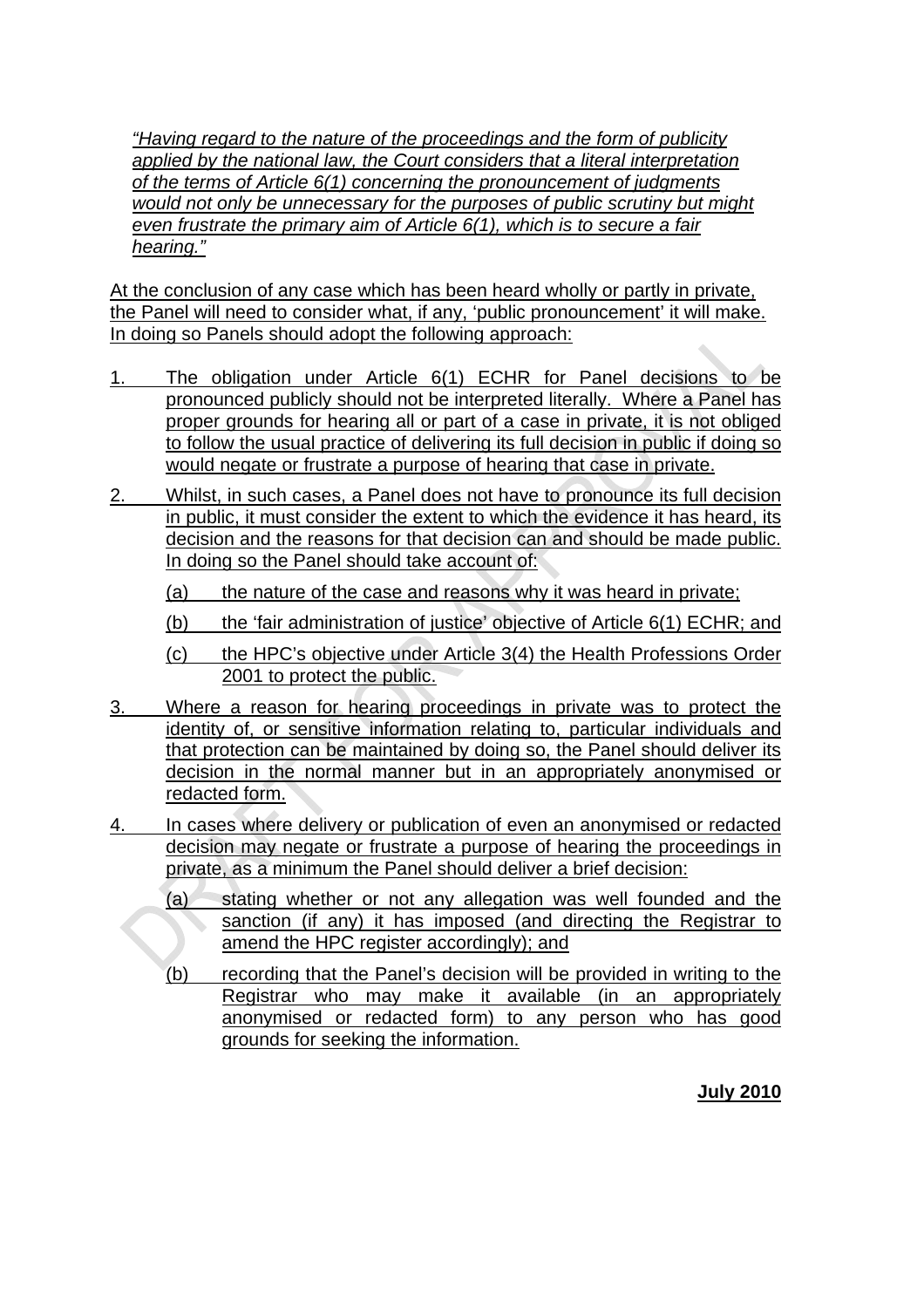*"Having regard to the nature of the proceedings and the form of publicity applied by the national law, the Court considers that a literal interpretation of the terms of Article 6(1) concerning the pronouncement of judgments would not only be unnecessary for the purposes of public scrutiny but might even frustrate the primary aim of Article 6(1), which is to secure a fair hearing."*

At the conclusion of any case which has been heard wholly or partly in private, the Panel will need to consider what, if any, 'public pronouncement' it will make. In doing so Panels should adopt the following approach:

1. The obligation under Article 6(1) ECHR for Panel decisions to be pronounced publicly should not be interpreted literally. Where a Panel has proper grounds for hearing all or part of a case in private, it is not obliged to follow the usual practice of delivering its full decision in public if doing so would negate or frustrate a purpose of hearing that case in private.

2. Whilst, in such cases, a Panel does not have to pronounce its full decision in public, it must consider the extent to which the evidence it has heard, its decision and the reasons for that decision can and should be made public. In doing so the Panel should take account of:

   (a) the nature of the case and reasons why it was heard in private;

   (b) the 'fair administration of justice' objective of Article 6(1) ECHR; and

   (c) the HPC's objective under Article 3(4) the Health Professions Order 2001 to protect the public.

3. Where a reason for hearing proceedings in private was to protect the identity of, or sensitive information relating to, particular individuals and that protection can be maintained by doing so, the Panel should deliver its decision in the normal manner but in an appropriately anonymised or redacted form.

4. In cases where delivery or publication of even an anonymised or redacted decision may negate or frustrate a purpose of hearing the proceedings in private, as a minimum the Panel should deliver a brief decision:

   (a) stating whether or not any allegation was well founded and the sanction (if any) it has imposed (and directing the Registrar to amend the HPC register accordingly); and

   (b) recording that the Panel's decision will be provided in writing to the Registrar who may make it available (in an appropriately anonymised or redacted form) to any person who has good grounds for seeking the information.

**July 2010**